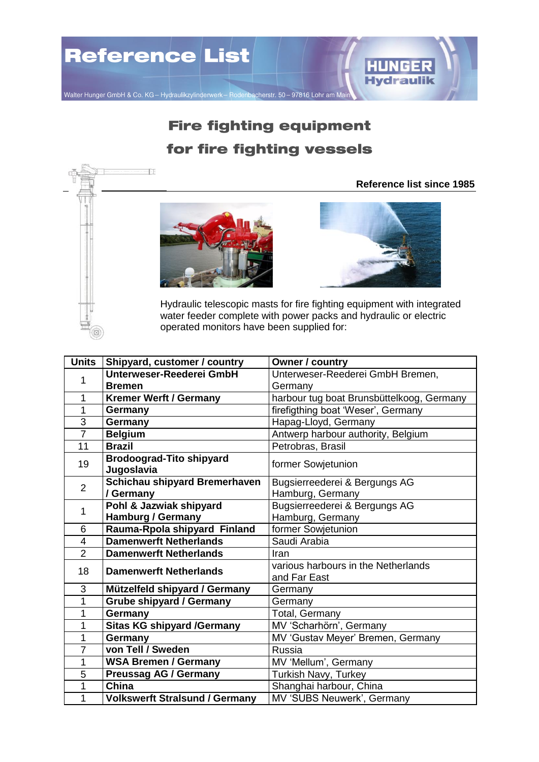# Reference List

Walter Hunger GmbH & Co. KG – Hydraulikzylinderwerk – Rodenbacherstr. 50 – 97816 Lohr am Main

HUNGER Hydraulik

## Fire fighting equipment for fire fighting vessels

**Reference list since 1985**

Hydraulic telescopic masts for fire fighting equipment with integrated water feeder complete with power packs and hydraulic or electric operated monitors have been supplied for:

| Units | Shipyard, customer / country | Owner / country |
|---|---|---|
| 1 | **Unterweser-Reederei GmbH Bremen** | Unterweser-Reederei GmbH Bremen, Germany |
| 1 | **Kremer Werft / Germany** | harbour tug boat Brunsbüttelkoog, Germany |
| 1 | **Germany** | firefigthing boat 'Weser', Germany |
| 3 | **Germany** | Hapag-Lloyd, Germany |
| 7 | **Belgium** | Antwerp harbour authority, Belgium |
| 11 | **Brazil** | Petrobras, Brasil |
| 19 | **Brodoograd-Tito shipyard Jugoslavia** | former Sowjetunion |
| 2 | **Schichau shipyard Bremerhaven / Germany** | Bugsierreederei & Bergungs AG Hamburg, Germany |
| 1 | **Pohl & Jazwiak shipyard Hamburg / Germany** | Bugsierreederei & Bergungs AG Hamburg, Germany |
| 6 | **Rauma-Rpola shipyard Finland** | former Sowjetunion |
| 4 | **Damenwerft Netherlands** | Saudi Arabia |
| 2 | **Damenwerft Netherlands** | Iran |
| 18 | **Damenwerft Netherlands** | various harbours in the Netherlands and Far East |
| 3 | **Mützelfeld shipyard / Germany** | Germany |
| 1 | **Grube shipyard / Germany** | Germany |
| 1 | **Germany** | Total, Germany |
| 1 | **Sitas KG shipyard /Germany** | MV 'Scharhörn', Germany |
| 1 | **Germany** | MV 'Gustav Meyer' Bremen, Germany |
| 7 | **von Tell / Sweden** | Russia |
| 1 | **WSA Bremen / Germany** | MV 'Mellum', Germany |
| 5 | **Preussag AG / Germany** | Turkish Navy, Turkey |
| 1 | **China** | Shanghai harbour, China |
| 1 | **Volkswerft Stralsund / Germany** | MV 'SUBS Neuwerk', Germany |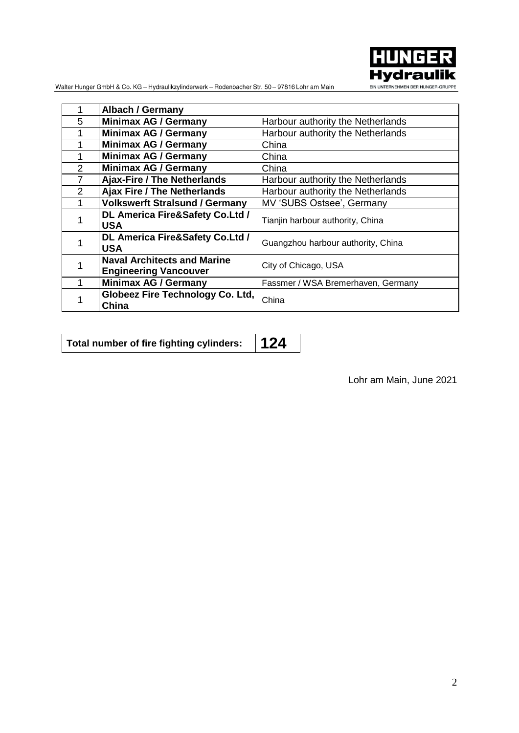| | | |
|---|---|---|
| 1 | **Albach / Germany** | |
| 5 | **Minimax AG / Germany** | Harbour authority the Netherlands |
| 1 | **Minimax AG / Germany** | Harbour authority the Netherlands |
| 1 | **Minimax AG / Germany** | China |
| 1 | **Minimax AG / Germany** | China |
| 2 | **Minimax AG / Germany** | China |
| 7 | **Ajax-Fire / The Netherlands** | Harbour authority the Netherlands |
| 2 | **Ajax Fire / The Netherlands** | Harbour authority the Netherlands |
| 1 | **Volkswerft Stralsund / Germany** | MV 'SUBS Ostsee', Germany |
| 1 | **DL America Fire&Safety Co.Ltd / USA** | Tianjin harbour authority, China |
| 1 | **DL America Fire&Safety Co.Ltd / USA** | Guangzhou harbour authority, China |
| 1 | **Naval Architects and Marine Engineering Vancouver** | City of Chicago, USA |
| 1 | **Minimax AG / Germany** | Fassmer / WSA Bremerhaven, Germany |
| 1 | **Globeez Fire Technology Co. Ltd, China** | China |

| | |
|---|---|
| **Total number of fire fighting cylinders:** | **124** |

Lohr am Main, June 2021